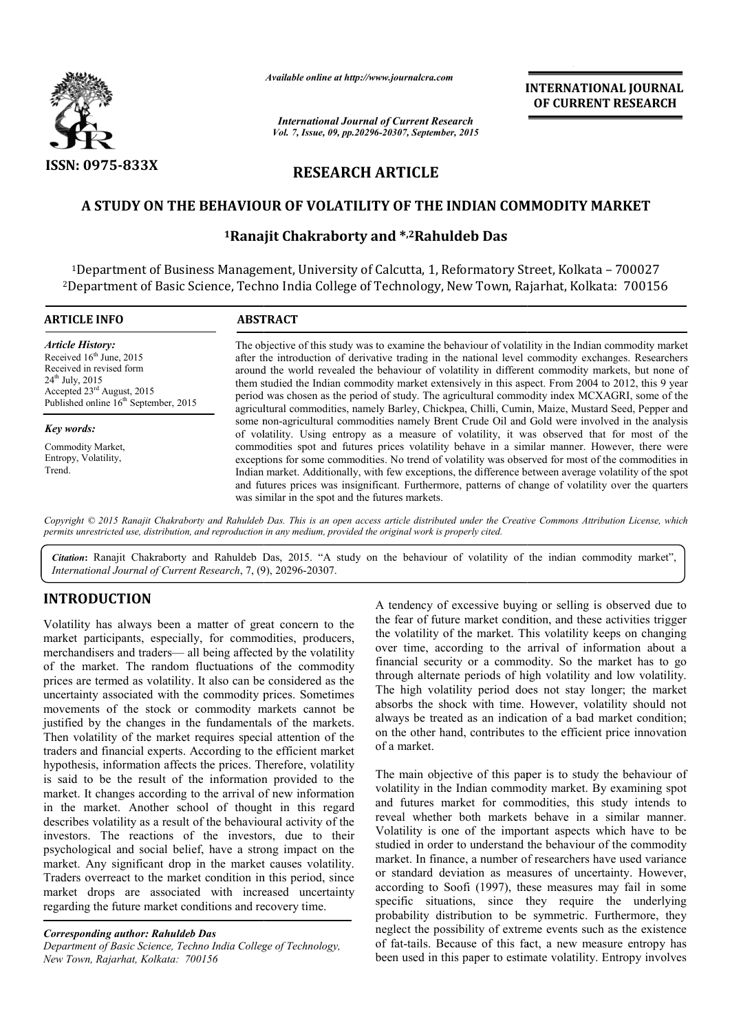*Available online at http://www.journalcra.com*

*International Journal of Current Research*
*Vol. 7, Issue, 09, pp.20296-20307, September, 2015*

**INTERNATIONAL JOURNAL OF CURRENT RESEARCH**

ISSN: 0975-833X

# RESEARCH ARTICLE

## A STUDY ON THE BEHAVIOUR OF VOLATILITY OF THE INDIAN COMMODITY MARKET

**[1]Ranajit Chakraborty and *,[2]Rahuldeb Das**

[1]Department of Business Management, University of Calcutta, 1, Reformatory Street, Kolkata – 700027
[2]Department of Basic Science, Techno India College of Technology, New Town, Rajarhat, Kolkata: 700156

**ARTICLE INFO**

*Article History:*
Received 16th June, 2015
Received in revised form 24th July, 2015
Accepted 23rd August, 2015
Published online 16th September, 2015

*Key words:*
Commodity Market,
Entropy, Volatility,
Trend.

**ABSTRACT**

The objective of this study was to examine the behaviour of volatility in the Indian commodity market after the introduction of derivative trading in the national level commodity exchanges. Researchers around the world revealed the behaviour of volatility in different commodity markets, but none of them studied the Indian commodity market extensively in this aspect. From 2004 to 2012, this 9 year period was chosen as the period of study. The agricultural commodity index MCXAGRI, some of the agricultural commodities, namely Barley, Chickpea, Chilli, Cumin, Maize, Mustard Seed, Pepper and some non-agricultural commodities namely Brent Crude Oil and Gold were involved in the analysis of volatility. Using entropy as a measure of volatility, it was observed that for most of the commodities spot and futures prices volatility behave in a similar manner. However, there were exceptions for some commodities. No trend of volatility was observed for most of the commodities in Indian market. Additionally, with few exceptions, the difference between average volatility of the spot and futures prices was insignificant. Furthermore, patterns of change of volatility over the quarters was similar in the spot and the futures markets.

*Copyright © 2015 Ranajit Chakraborty and Rahuldeb Das. This is an open access article distributed under the Creative Commons Attribution License, which permits unrestricted use, distribution, and reproduction in any medium, provided the original work is properly cited.*

***Citation*: Ranajit Chakraborty and Rahuldeb Das, 2015. "A study on the behaviour of volatility of the indian commodity market", *International Journal of Current Research*, 7, (9), 20296-20307.**

## INTRODUCTION

Volatility has always been a matter of great concern to the market participants, especially, for commodities, producers, merchandisers and traders— all being affected by the volatility of the market. The random fluctuations of the commodity prices are termed as volatility. It also can be considered as the uncertainty associated with the commodity prices. Sometimes movements of the stock or commodity markets cannot be justified by the changes in the fundamentals of the markets. Then volatility of the market requires special attention of the traders and financial experts. According to the efficient market hypothesis, information affects the prices. Therefore, volatility is said to be the result of the information provided to the market. It changes according to the arrival of new information in the market. Another school of thought in this regard describes volatility as a result of the behavioural activity of the investors. The reactions of the investors, due to their psychological and social belief, have a strong impact on the market. Any significant drop in the market causes volatility. Traders overreact to the market condition in this period, since market drops are associated with increased uncertainty regarding the future market conditions and recovery time.

A tendency of excessive buying or selling is observed due to the fear of future market condition, and these activities trigger the volatility of the market. This volatility keeps on changing over time, according to the arrival of information about a financial security or a commodity. So the market has to go through alternate periods of high volatility and low volatility. The high volatility period does not stay longer; the market absorbs the shock with time. However, volatility should not always be treated as an indication of a bad market condition; on the other hand, contributes to the efficient price innovation of a market.

The main objective of this paper is to study the behaviour of volatility in the Indian commodity market. By examining spot and futures market for commodities, this study intends to reveal whether both markets behave in a similar manner. Volatility is one of the important aspects which have to be studied in order to understand the behaviour of the commodity market. In finance, a number of researchers have used variance or standard deviation as measures of uncertainty. However, according to Soofi (1997), these measures may fail in some specific situations, since they require the underlying probability distribution to be symmetric. Furthermore, they neglect the possibility of extreme events such as the existence of fat-tails. Because of this fact, a new measure entropy has been used in this paper to estimate volatility. Entropy involves

***Corresponding author: Rahuldeb Das***
*Department of Basic Science, Techno India College of Technology, New Town, Rajarhat, Kolkata: 700156*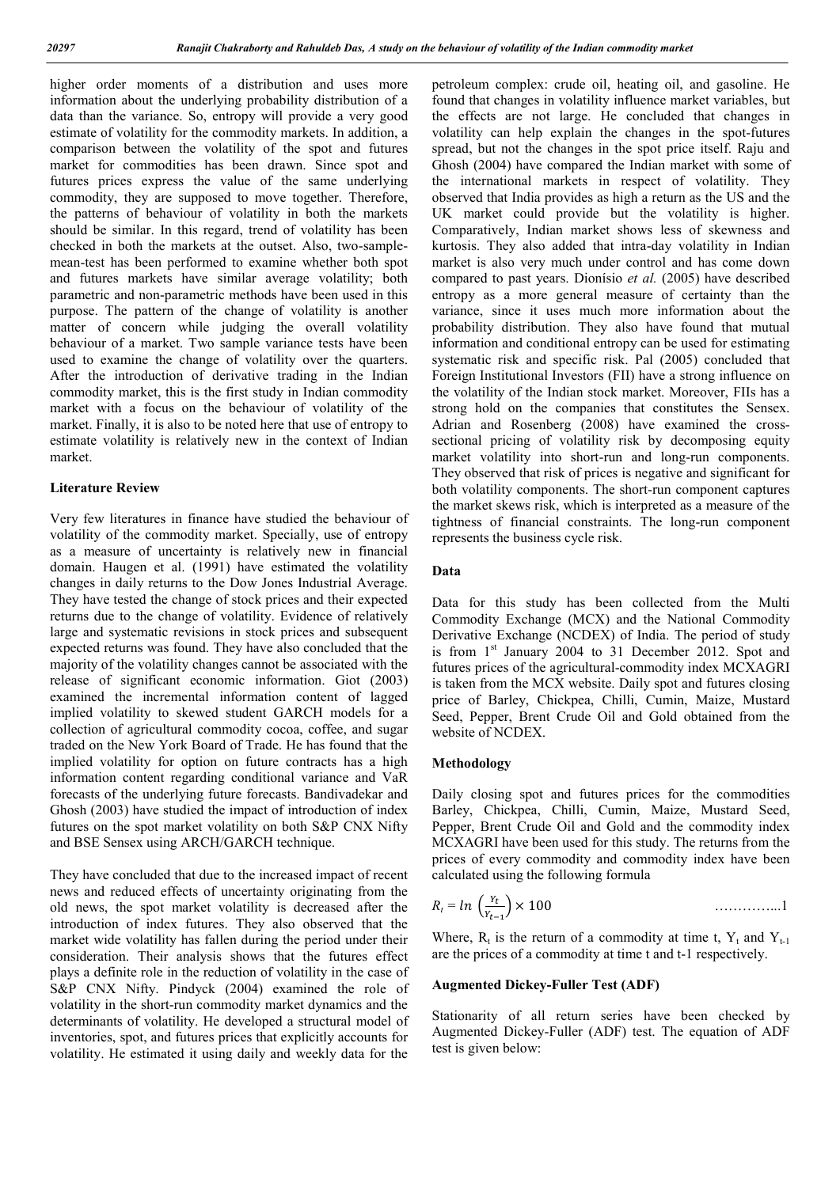higher order moments of a distribution and uses more information about the underlying probability distribution of a data than the variance. So, entropy will provide a very good estimate of volatility for the commodity markets. In addition, a comparison between the volatility of the spot and futures market for commodities has been drawn. Since spot and futures prices express the value of the same underlying commodity, they are supposed to move together. Therefore, the patterns of behaviour of volatility in both the markets should be similar. In this regard, trend of volatility has been checked in both the markets at the outset. Also, two-sample-mean-test has been performed to examine whether both spot and futures markets have similar average volatility; both parametric and non-parametric methods have been used in this purpose. The pattern of the change of volatility is another matter of concern while judging the overall volatility behaviour of a market. Two sample variance tests have been used to examine the change of volatility over the quarters. After the introduction of derivative trading in the Indian commodity market, this is the first study in Indian commodity market with a focus on the behaviour of volatility of the market. Finally, it is also to be noted here that use of entropy to estimate volatility is relatively new in the context of Indian market.

## Literature Review

Very few literatures in finance have studied the behaviour of volatility of the commodity market. Specially, use of entropy as a measure of uncertainty is relatively new in financial domain. Haugen et al. (1991) have estimated the volatility changes in daily returns to the Dow Jones Industrial Average. They have tested the change of stock prices and their expected returns due to the change of volatility. Evidence of relatively large and systematic revisions in stock prices and subsequent expected returns was found. They have also concluded that the majority of the volatility changes cannot be associated with the release of significant economic information. Giot (2003) examined the incremental information content of lagged implied volatility to skewed student GARCH models for a collection of agricultural commodity cocoa, coffee, and sugar traded on the New York Board of Trade. He has found that the implied volatility for option on future contracts has a high information content regarding conditional variance and VaR forecasts of the underlying future forecasts. Bandivadekar and Ghosh (2003) have studied the impact of introduction of index futures on the spot market volatility on both S&P CNX Nifty and BSE Sensex using ARCH/GARCH technique.

They have concluded that due to the increased impact of recent news and reduced effects of uncertainty originating from the old news, the spot market volatility is decreased after the introduction of index futures. They also observed that the market wide volatility has fallen during the period under their consideration. Their analysis shows that the futures effect plays a definite role in the reduction of volatility in the case of S&P CNX Nifty. Pindyck (2004) examined the role of volatility in the short-run commodity market dynamics and the determinants of volatility. He developed a structural model of inventories, spot, and futures prices that explicitly accounts for volatility. He estimated it using daily and weekly data for the petroleum complex: crude oil, heating oil, and gasoline. He found that changes in volatility influence market variables, but the effects are not large. He concluded that changes in volatility can help explain the changes in the spot-futures spread, but not the changes in the spot price itself. Raju and Ghosh (2004) have compared the Indian market with some of the international markets in respect of volatility. They observed that India provides as high a return as the US and the UK market could provide but the volatility is higher. Comparatively, Indian market shows less of skewness and kurtosis. They also added that intra-day volatility in Indian market is also very much under control and has come down compared to past years. Dionísio *et al.* (2005) have described entropy as a more general measure of certainty than the variance, since it uses much more information about the probability distribution. They also have found that mutual information and conditional entropy can be used for estimating systematic risk and specific risk. Pal (2005) concluded that Foreign Institutional Investors (FII) have a strong influence on the volatility of the Indian stock market. Moreover, FIIs has a strong hold on the companies that constitutes the Sensex. Adrian and Rosenberg (2008) have examined the cross-sectional pricing of volatility risk by decomposing equity market volatility into short-run and long-run components. They observed that risk of prices is negative and significant for both volatility components. The short-run component captures the market skews risk, which is interpreted as a measure of the tightness of financial constraints. The long-run component represents the business cycle risk.

## Data

Data for this study has been collected from the Multi Commodity Exchange (MCX) and the National Commodity Derivative Exchange (NCDEX) of India. The period of study is from 1st January 2004 to 31 December 2012. Spot and futures prices of the agricultural-commodity index MCXAGRI is taken from the MCX website. Daily spot and futures closing price of Barley, Chickpea, Chilli, Cumin, Maize, Mustard Seed, Pepper, Brent Crude Oil and Gold obtained from the website of NCDEX.

## Methodology

Daily closing spot and futures prices for the commodities Barley, Chickpea, Chilli, Cumin, Maize, Mustard Seed, Pepper, Brent Crude Oil and Gold and the commodity index MCXAGRI have been used for this study. The returns from the prices of every commodity and commodity index have been calculated using the following formula

$$R_t = ln\left(\frac{Y_t}{Y_{t-1}}\right) \times 100 \qquad \text{…………...1}$$

Where, $R_t$ is the return of a commodity at time t, $Y_t$ and $Y_{t-1}$ are the prices of a commodity at time t and t-1 respectively.

### Augmented Dickey-Fuller Test (ADF)

Stationarity of all return series have been checked by Augmented Dickey-Fuller (ADF) test. The equation of ADF test is given below: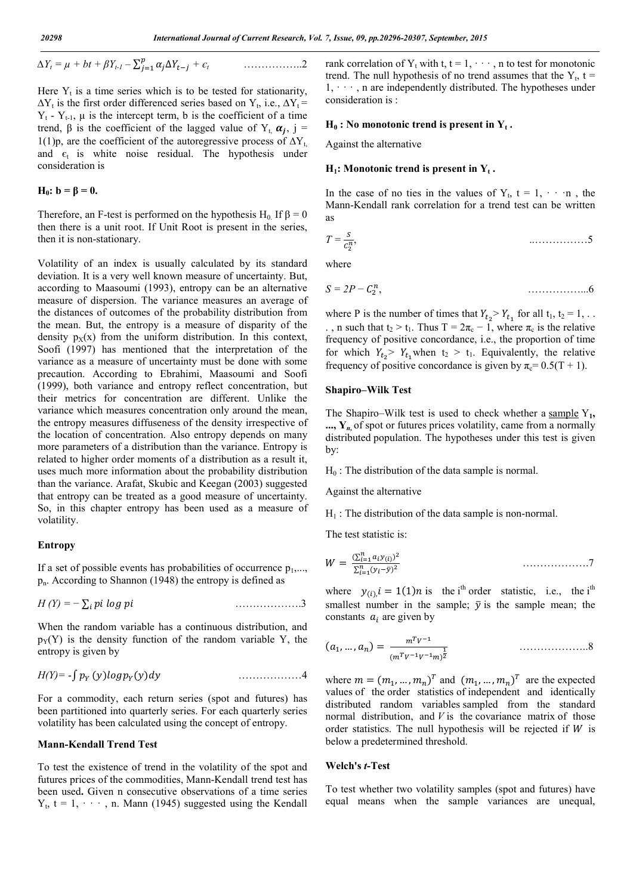$$\Delta Y_t = \mu + bt + \beta Y_{t-1} - \sum_{j=1}^{p} \alpha_j \Delta Y_{t-j} + \epsilon_t \qquad \ldots\ldots\ldots\ldots\ldots..2$$

Here $Y_t$ is a time series which is to be tested for stationarity, $\Delta Y_t$ is the first order differenced series based on $Y_t$, i.e., $\Delta Y_t = Y_t - Y_{t-1}$, μ is the intercept term, b is the coefficient of a time trend, β is the coefficient of the lagged value of $Y_t$, $\alpha_j$, j = 1(1)p, are the coefficient of the autoregressive process of $\Delta Y_t$, and $\epsilon_t$ is white noise residual. The hypothesis under consideration is

**$H_0$: b = β = 0.**

Therefore, an F-test is performed on the hypothesis $H_0$. If β = 0 then there is a unit root. If Unit Root is present in the series, then it is non-stationary.

Volatility of an index is usually calculated by its standard deviation. It is a very well known measure of uncertainty. But, according to Maasoumi (1993), entropy can be an alternative measure of dispersion. The variance measures an average of the distances of outcomes of the probability distribution from the mean. But, the entropy is a measure of disparity of the density $p_X(x)$ from the uniform distribution. In this context, Soofi (1997) has mentioned that the interpretation of the variance as a measure of uncertainty must be done with some precaution. According to Ebrahimi, Maasoumi and Soofi (1999), both variance and entropy reflect concentration, but their metrics for concentration are different. Unlike the variance which measures concentration only around the mean, the entropy measures diffuseness of the density irrespective of the location of concentration. Also entropy depends on many more parameters of a distribution than the variance. Entropy is related to higher order moments of a distribution as a result it, uses much more information about the probability distribution than the variance. Arafat, Skubic and Keegan (2003) suggested that entropy can be treated as a good measure of uncertainty. So, in this chapter entropy has been used as a measure of volatility.

### Entropy

If a set of possible events has probabilities of occurrence $p_1, \ldots, p_n$. According to Shannon (1948) the entropy is defined as

$$H(Y) = -\sum_i p_i \log p_i \qquad \ldots\ldots\ldots\ldots\ldots\ldots.3$$

When the random variable has a continuous distribution, and $p_Y(Y)$ is the density function of the random variable Y, the entropy is given by

$$H(Y) = -\int p_Y(y) \log p_Y(y)\, dy \qquad \ldots\ldots\ldots\ldots\ldots\ldots4$$

For a commodity, each return series (spot and futures) has been partitioned into quarterly series. For each quarterly series volatility has been calculated using the concept of entropy.

### Mann-Kendall Trend Test

To test the existence of trend in the volatility of the spot and futures prices of the commodities, Mann-Kendall trend test has been used**.** Given n consecutive observations of a time series $Y_t$, t = 1, · · · , n. Mann (1945) suggested using the Kendall rank correlation of $Y_t$ with t, t = 1, · · · , n to test for monotonic trend. The null hypothesis of no trend assumes that the $Y_t$, t = 1, · · · , n are independently distributed. The hypotheses under consideration is :

**$H_0$ : No monotonic trend is present in $Y_t$ .**

Against the alternative

**$H_1$: Monotonic trend is present in $Y_t$ .**

In the case of no ties in the values of $Y_t$, t = 1, · · ·n , the Mann-Kendall rank correlation for a trend test can be written as

$$T = \frac{S}{C_2^n}, \qquad \ldots\ldots\ldots\ldots\ldots\ldots5$$

where

$$S = 2P - C_2^n, \qquad \ldots\ldots\ldots\ldots\ldots\ldots...6$$

where P is the number of times that $Y_{t_2} > Y_{t_1}$ for all $t_1$, $t_2$ = 1, . . . , n such that $t_2 > t_1$. Thus T = $2\pi_c - 1$, where $\pi_c$ is the relative frequency of positive concordance, i.e., the proportion of time for which $Y_{t_2} > Y_{t_1}$ when $t_2 > t_1$. Equivalently, the relative frequency of positive concordance is given by $\pi_c = 0.5(T + 1)$.

### Shapiro–Wilk Test

The Shapiro–Wilk test is used to check whether a sample $Y_1, \ldots, Y_n$ of spot or futures prices volatility, came from a normally distributed population. The hypotheses under this test is given by:

$H_0$ : The distribution of the data sample is normal.

Against the alternative

$H_1$ : The distribution of the data sample is non-normal.

The test statistic is:

$$W = \frac{\left(\sum_{i=1}^{n} a_i y_{(i)}\right)^2}{\sum_{i=1}^{n} (y_i - \bar{y})^2} \qquad \ldots\ldots\ldots\ldots\ldots\ldots7$$

where $y_{(i)}, i = 1(1)n$ is the $i^{th}$ order statistic, i.e., the $i^{th}$ smallest number in the sample; $\bar{y}$ is the sample mean; the constants $a_i$ are given by

$$(a_1, \ldots, a_n) = \frac{m^T V^{-1}}{(m^T V^{-1} V^{-1} m)^{\frac{1}{2}}} \qquad \ldots\ldots\ldots\ldots\ldots\ldots..8$$

where $m = (m_1, \ldots, m_n)^T$ and $(m_1, \ldots, m_n)^T$ are the expected values of the order statistics of independent and identically distributed random variables sampled from the standard normal distribution, and $V$ is the covariance matrix of those order statistics. The null hypothesis will be rejected if $W$ is below a predetermined threshold.

### Welch's *t*-Test

To test whether two volatility samples (spot and futures) have equal means when the sample variances are unequal,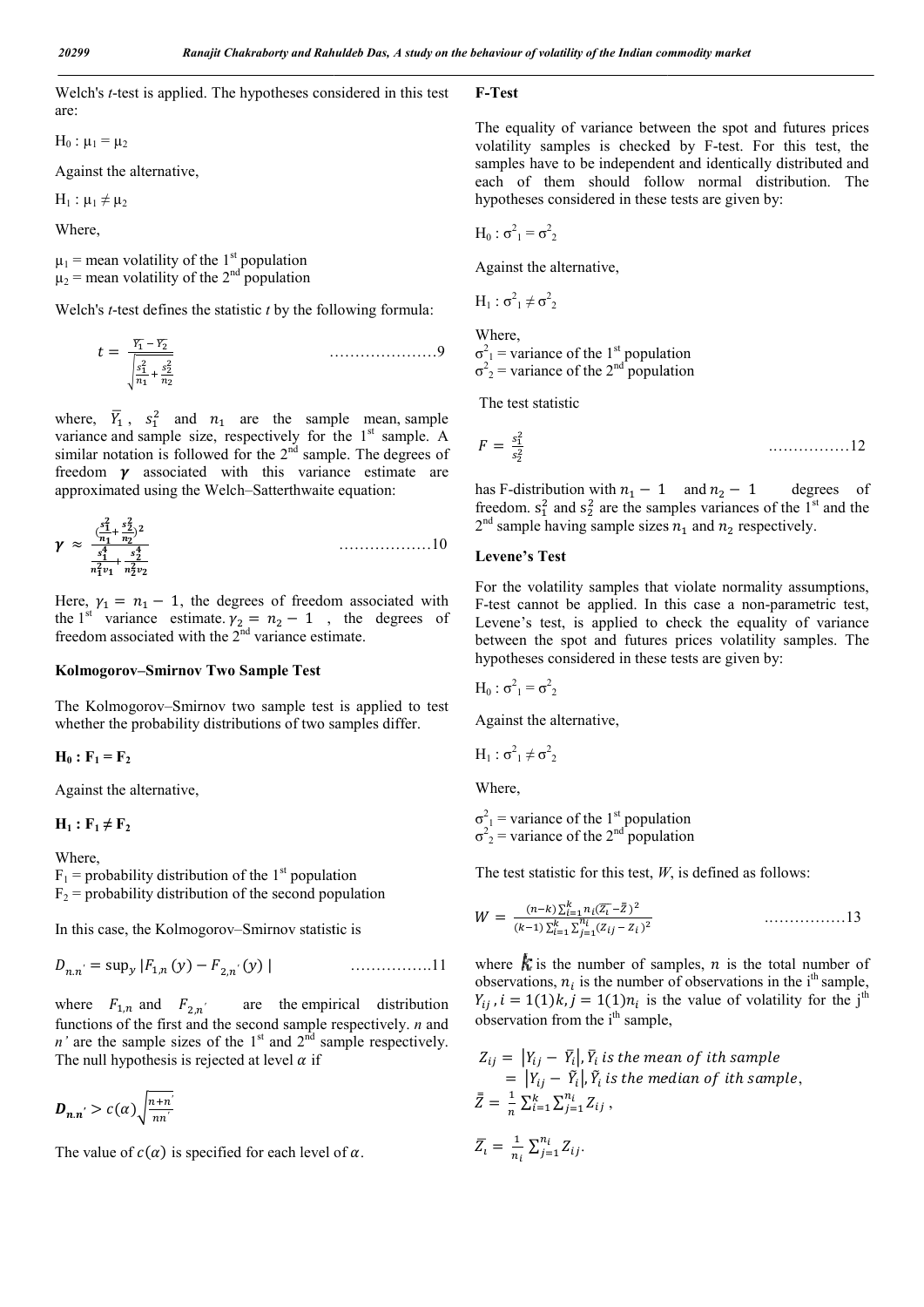Welch's *t*-test is applied. The hypotheses considered in this test are:

$H_0 : \mu_1 = \mu_2$

Against the alternative,

$H_1 : \mu_1 \neq \mu_2$

Where,

$\mu_1$ = mean volatility of the 1st population
$\mu_2$ = mean volatility of the 2nd population

Welch's *t*-test defines the statistic *t* by the following formula:

$$t = \frac{\overline{Y_1} - \overline{Y_2}}{\sqrt{\frac{s_1^2}{n_1} + \frac{s_2^2}{n_2}}} \quad \ldots\ldots\ldots\ldots\ldots\ldots\ldots 9$$

where, $\overline{Y_1}$, $s_1^2$ and $n_1$ are the sample mean, sample variance and sample size, respectively for the 1st sample. A similar notation is followed for the 2nd sample. The degrees of freedom $\boldsymbol{\gamma}$ associated with this variance estimate are approximated using the Welch–Satterthwaite equation:

$$\boldsymbol{\gamma} \approx \frac{\left(\frac{s_1^2}{n_1} + \frac{s_2^2}{n_2}\right)^2}{\frac{s_1^4}{n_1^2 v_1} + \frac{s_2^4}{n_2^2 v_2}} \quad \ldots\ldots\ldots\ldots\ldots\ldots 10$$

Here, $\gamma_1 = n_1 - 1$, the degrees of freedom associated with the 1st variance estimate. $\gamma_2 = n_2 - 1$ , the degrees of freedom associated with the 2nd variance estimate.

### Kolmogorov–Smirnov Two Sample Test

The Kolmogorov–Smirnov two sample test is applied to test whether the probability distributions of two samples differ.

$\mathbf{H_0 : F_1 = F_2}$

Against the alternative,

$\mathbf{H_1 : F_1 \neq F_2}$

Where,
$F_1$ = probability distribution of the 1st population
$F_2$ = probability distribution of the second population

In this case, the Kolmogorov–Smirnov statistic is

$$D_{n.n'} = \sup_y |F_{1,n}(y) - F_{2,n'}(y)| \quad \ldots\ldots\ldots\ldots\ldots 11$$

where $F_{1,n}$ and $F_{2,n'}$ are the empirical distribution functions of the first and the second sample respectively. *n* and *n'* are the sample sizes of the 1st and 2nd sample respectively. The null hypothesis is rejected at level $\alpha$ if

$$\boldsymbol{D_{n.n'}} > c(\alpha)\sqrt{\frac{n+n'}{nn'}}$$

The value of $c(\alpha)$ is specified for each level of $\alpha$.

### F-Test

The equality of variance between the spot and futures prices volatility samples is checked by F-test. For this test, the samples have to be independent and identically distributed and each of them should follow normal distribution. The hypotheses considered in these tests are given by:

$H_0 : \sigma_1^2 = \sigma_2^2$

Against the alternative,

$H_1 : \sigma_1^2 \neq \sigma_2^2$

Where,
$\sigma_1^2$ = variance of the 1st population
$\sigma_2^2$ = variance of the 2nd population

The test statistic

$$F = \frac{s_1^2}{s_2^2} \quad \ldots\ldots\ldots\ldots\ldots 12$$

has F-distribution with $n_1 - 1$ and $n_2 - 1$ degrees of freedom. $s_1^2$ and $s_2^2$ are the samples variances of the 1st and the 2nd sample having sample sizes $n_1$ and $n_2$ respectively.

### Levene's Test

For the volatility samples that violate normality assumptions, F-test cannot be applied. In this case a non-parametric test, Levene's test, is applied to check the equality of variance between the spot and futures prices volatility samples. The hypotheses considered in these tests are given by:

$H_0 : \sigma_1^2 = \sigma_2^2$

Against the alternative,

$H_1 : \sigma_1^2 \neq \sigma_2^2$

Where,

$\sigma_1^2$ = variance of the 1st population
$\sigma_2^2$ = variance of the 2nd population

The test statistic for this test, *W*, is defined as follows:

$$W = \frac{(n-k)\sum_{i=1}^{k} n_i(\overline{Z_i} - \overline{\overline{Z}})^2}{(k-1)\sum_{i=1}^{k}\sum_{j=1}^{n_i}(Z_{ij} - Z_i)^2} \quad \ldots\ldots\ldots\ldots\ldots 13$$

where $k$ is the number of samples, $n$ is the total number of observations, $n_i$ is the number of observations in the ith sample, $Y_{ij}, i = 1(1)k, j = 1(1)n_i$ is the value of volatility for the jth observation from the ith sample,

$$Z_{ij} = |Y_{ij} - \bar{Y}_i|, \bar{Y}_i \text{ is the mean of ith sample}$$
$$= |Y_{ij} - \tilde{Y}_i|, \tilde{Y}_i \text{ is the median of ith sample},$$
$$\overline{\overline{Z}} = \frac{1}{n}\sum_{i=1}^{k}\sum_{j=1}^{n_i} Z_{ij},$$

$$\overline{Z_i} = \frac{1}{n_i}\sum_{j=1}^{n_i} Z_{ij}.$$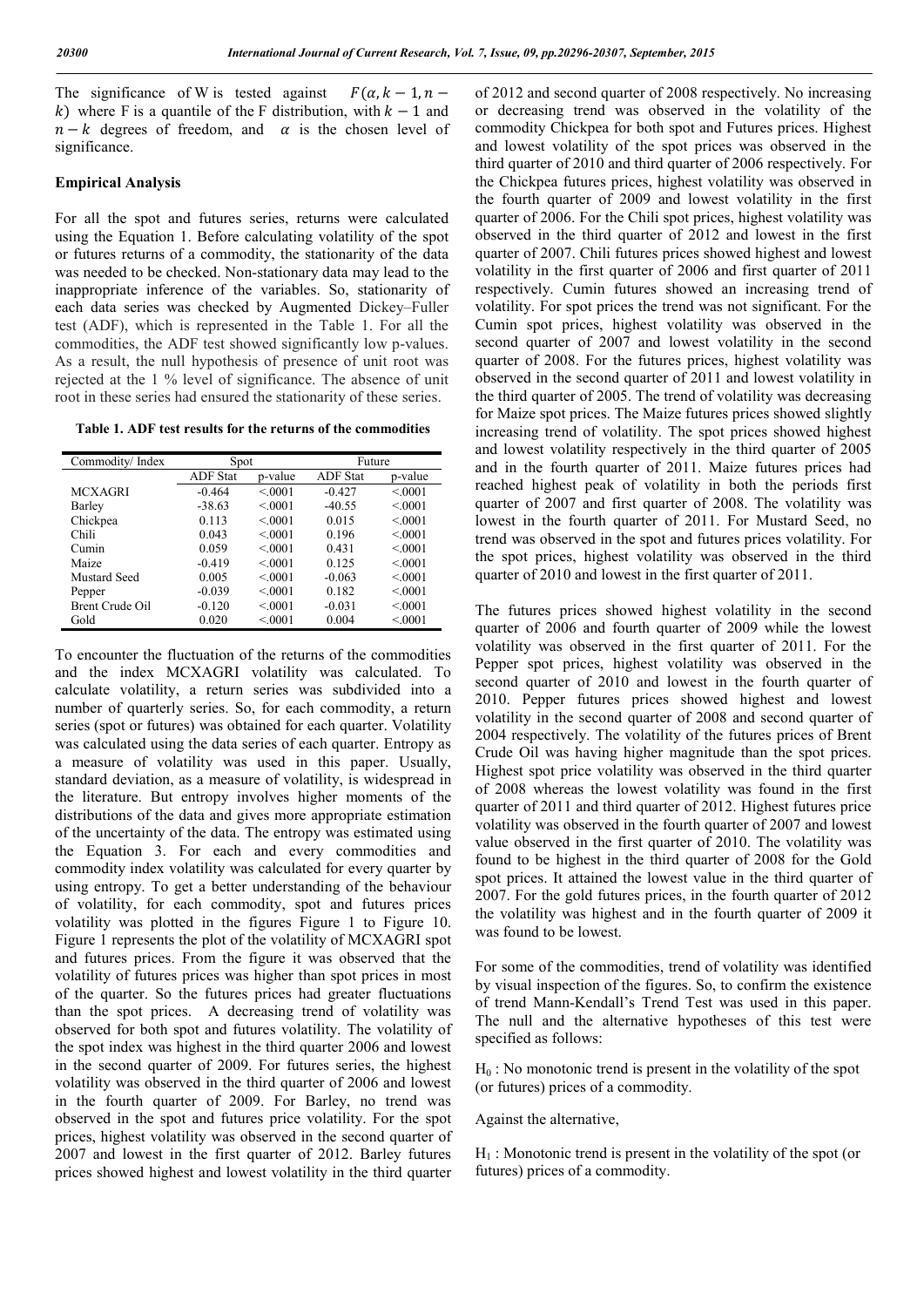The significance of W is tested against $F(\alpha, k-1, n-k)$ where F is a quantile of the F distribution, with $k-1$ and $n-k$ degrees of freedom, and $\alpha$ is the chosen level of significance.

### Empirical Analysis

For all the spot and futures series, returns were calculated using the Equation 1. Before calculating volatility of the spot or futures returns of a commodity, the stationarity of the data was needed to be checked. Non-stationary data may lead to the inappropriate inference of the variables. So, stationarity of each data series was checked by Augmented Dickey–Fuller test (ADF), which is represented in the Table 1. For all the commodities, the ADF test showed significantly low p-values. As a result, the null hypothesis of presence of unit root was rejected at the 1 % level of significance. The absence of unit root in these series had ensured the stationarity of these series.

**Table 1. ADF test results for the returns of the commodities**

| Commodity/ Index | Spot | | Future | |
|---|---|---|---|---|
| | ADF Stat | p-value | ADF Stat | p-value |
| MCXAGRI | -0.464 | <.0001 | -0.427 | <.0001 |
| Barley | -38.63 | <.0001 | -40.55 | <.0001 |
| Chickpea | 0.113 | <.0001 | 0.015 | <.0001 |
| Chili | 0.043 | <.0001 | 0.196 | <.0001 |
| Cumin | 0.059 | <.0001 | 0.431 | <.0001 |
| Maize | -0.419 | <.0001 | 0.125 | <.0001 |
| Mustard Seed | 0.005 | <.0001 | -0.063 | <.0001 |
| Pepper | -0.039 | <.0001 | 0.182 | <.0001 |
| Brent Crude Oil | -0.120 | <.0001 | -0.031 | <.0001 |
| Gold | 0.020 | <.0001 | 0.004 | <.0001 |

To encounter the fluctuation of the returns of the commodities and the index MCXAGRI volatility was calculated. To calculate volatility, a return series was subdivided into a number of quarterly series. So, for each commodity, a return series (spot or futures) was obtained for each quarter. Volatility was calculated using the data series of each quarter. Entropy as a measure of volatility was used in this paper. Usually, standard deviation, as a measure of volatility, is widespread in the literature. But entropy involves higher moments of the distributions of the data and gives more appropriate estimation of the uncertainty of the data. The entropy was estimated using the Equation 3. For each and every commodities and commodity index volatility was calculated for every quarter by using entropy. To get a better understanding of the behaviour of volatility, for each commodity, spot and futures prices volatility was plotted in the figures Figure 1 to Figure 10. Figure 1 represents the plot of the volatility of MCXAGRI spot and futures prices. From the figure it was observed that the volatility of futures prices was higher than spot prices in most of the quarter. So the futures prices had greater fluctuations than the spot prices. A decreasing trend of volatility was observed for both spot and futures volatility. The volatility of the spot index was highest in the third quarter 2006 and lowest in the second quarter of 2009. For futures series, the highest volatility was observed in the third quarter of 2006 and lowest in the fourth quarter of 2009. For Barley, no trend was observed in the spot and futures price volatility. For the spot prices, highest volatility was observed in the second quarter of 2007 and lowest in the first quarter of 2012. Barley futures prices showed highest and lowest volatility in the third quarter of 2012 and second quarter of 2008 respectively. No increasing or decreasing trend was observed in the volatility of the commodity Chickpea for both spot and Futures prices. Highest and lowest volatility of the spot prices was observed in the third quarter of 2010 and third quarter of 2006 respectively. For the Chickpea futures prices, highest volatility was observed in the fourth quarter of 2009 and lowest volatility in the first quarter of 2006. For the Chili spot prices, highest volatility was observed in the third quarter of 2012 and lowest in the first quarter of 2007. Chili futures prices showed highest and lowest volatility in the first quarter of 2006 and first quarter of 2011 respectively. Cumin futures showed an increasing trend of volatility. For spot prices the trend was not significant. For the Cumin spot prices, highest volatility was observed in the second quarter of 2007 and lowest volatility in the second quarter of 2008. For the futures prices, highest volatility was observed in the second quarter of 2011 and lowest volatility in the third quarter of 2005. The trend of volatility was decreasing for Maize spot prices. The Maize futures prices showed slightly increasing trend of volatility. The spot prices showed highest and lowest volatility respectively in the third quarter of 2005 and in the fourth quarter of 2011. Maize futures prices had reached highest peak of volatility in both the periods first quarter of 2007 and first quarter of 2008. The volatility was lowest in the fourth quarter of 2011. For Mustard Seed, no trend was observed in the spot and futures prices volatility. For the spot prices, highest volatility was observed in the third quarter of 2010 and lowest in the first quarter of 2011.

The futures prices showed highest volatility in the second quarter of 2006 and fourth quarter of 2009 while the lowest volatility was observed in the first quarter of 2011. For the Pepper spot prices, highest volatility was observed in the second quarter of 2010 and lowest in the fourth quarter of 2010. Pepper futures prices showed highest and lowest volatility in the second quarter of 2008 and second quarter of 2004 respectively. The volatility of the futures prices of Brent Crude Oil was having higher magnitude than the spot prices. Highest spot price volatility was observed in the third quarter of 2008 whereas the lowest volatility was found in the first quarter of 2011 and third quarter of 2012. Highest futures price volatility was observed in the fourth quarter of 2007 and lowest value observed in the first quarter of 2010. The volatility was found to be highest in the third quarter of 2008 for the Gold spot prices. It attained the lowest value in the third quarter of 2007. For the gold futures prices, in the fourth quarter of 2012 the volatility was highest and in the fourth quarter of 2009 it was found to be lowest.

For some of the commodities, trend of volatility was identified by visual inspection of the figures. So, to confirm the existence of trend Mann-Kendall's Trend Test was used in this paper. The null and the alternative hypotheses of this test were specified as follows:

$H_0$ : No monotonic trend is present in the volatility of the spot (or futures) prices of a commodity.

Against the alternative,

$H_1$ : Monotonic trend is present in the volatility of the spot (or futures) prices of a commodity.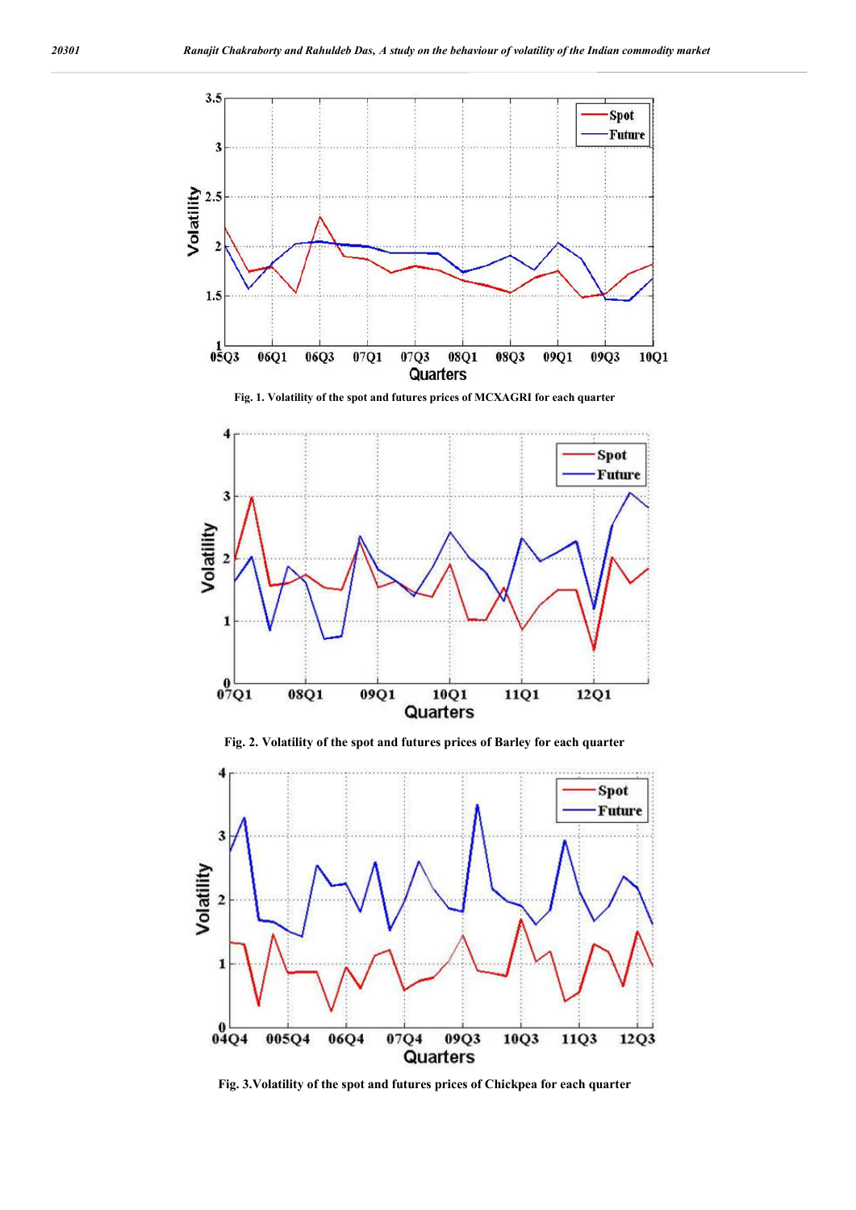Fig. 1. Volatility of the spot and futures prices of MCXAGRI for each quarter

Fig. 2. Volatility of the spot and futures prices of Barley for each quarter

Fig. 3.Volatility of the spot and futures prices of Chickpea for each quarter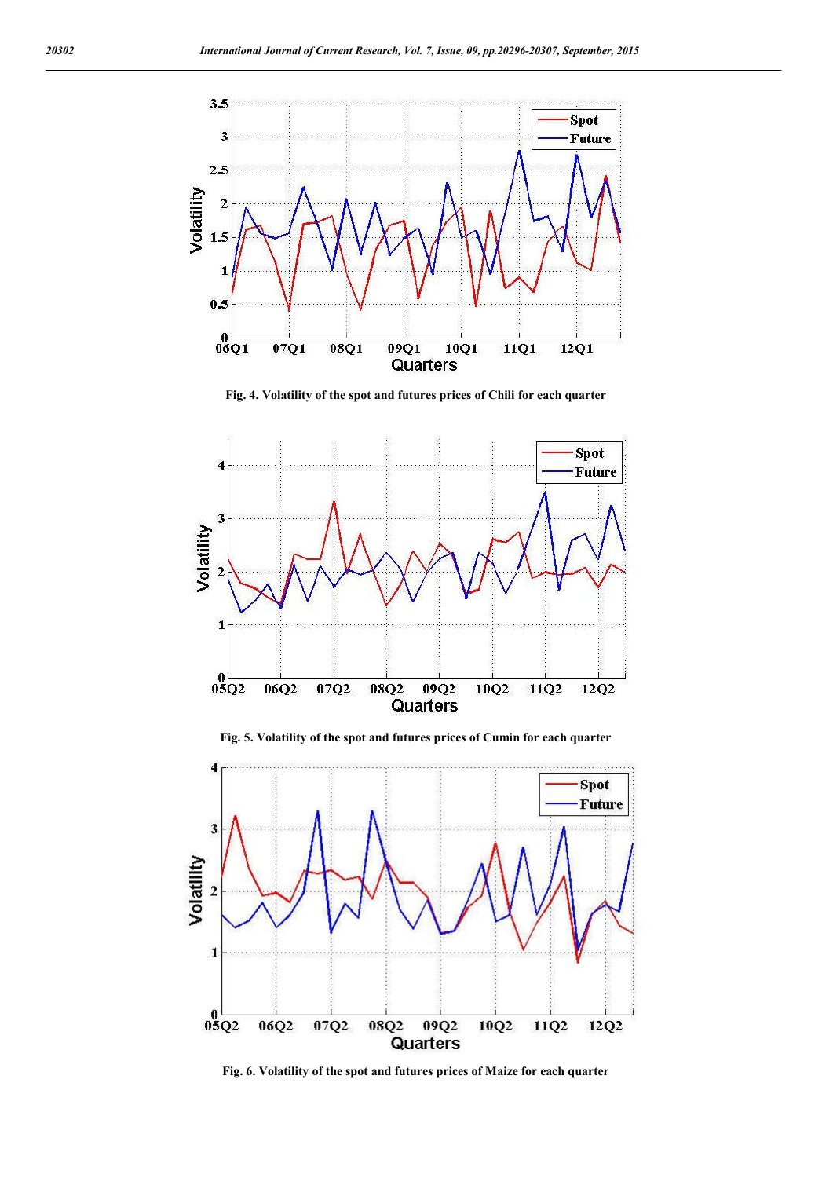Fig. 4. Volatility of the spot and futures prices of Chili for each quarter

Fig. 5. Volatility of the spot and futures prices of Cumin for each quarter

Fig. 6. Volatility of the spot and futures prices of Maize for each quarter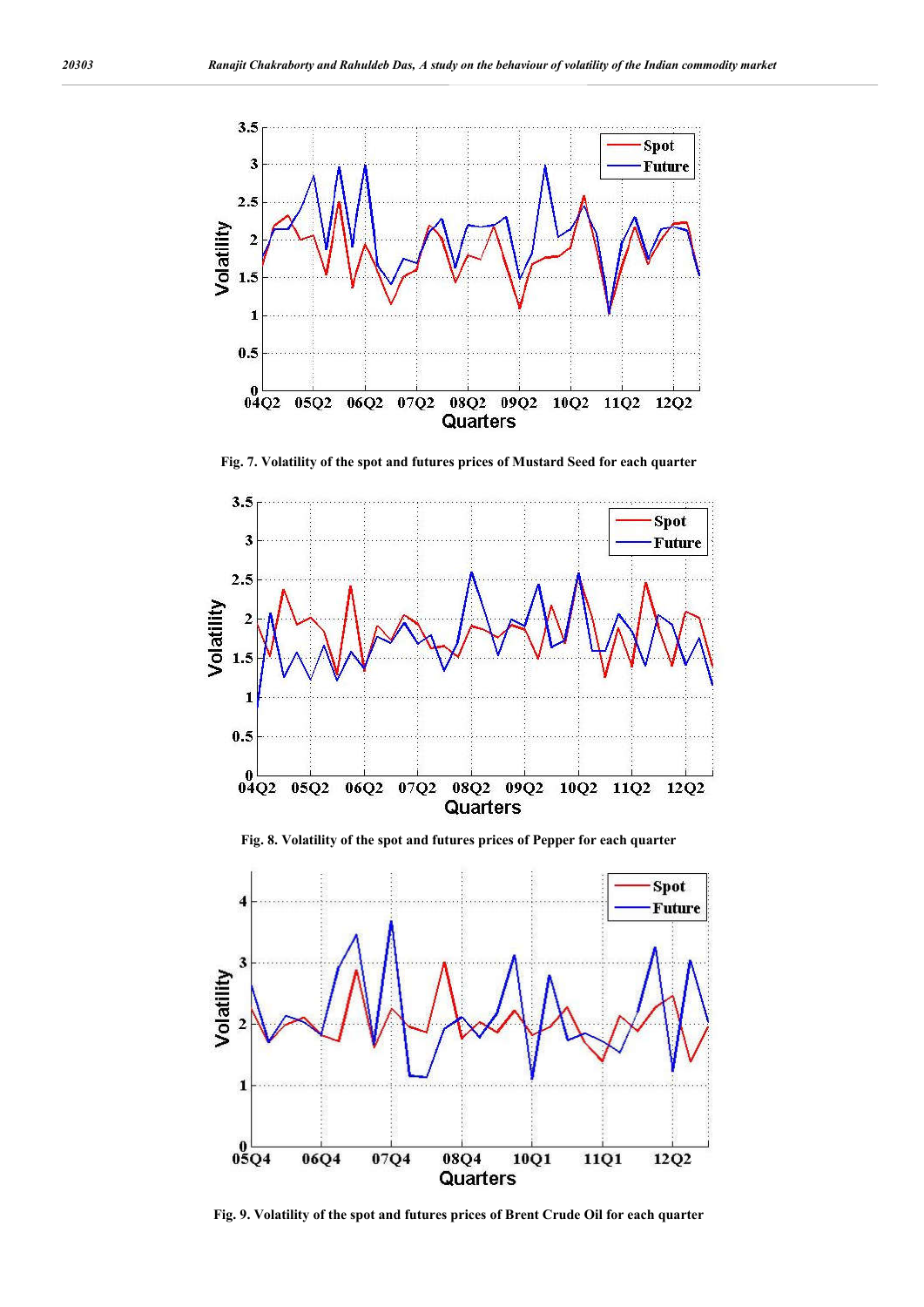Fig. 7. Volatility of the spot and futures prices of Mustard Seed for each quarter

Fig. 8. Volatility of the spot and futures prices of Pepper for each quarter

Fig. 9. Volatility of the spot and futures prices of Brent Crude Oil for each quarter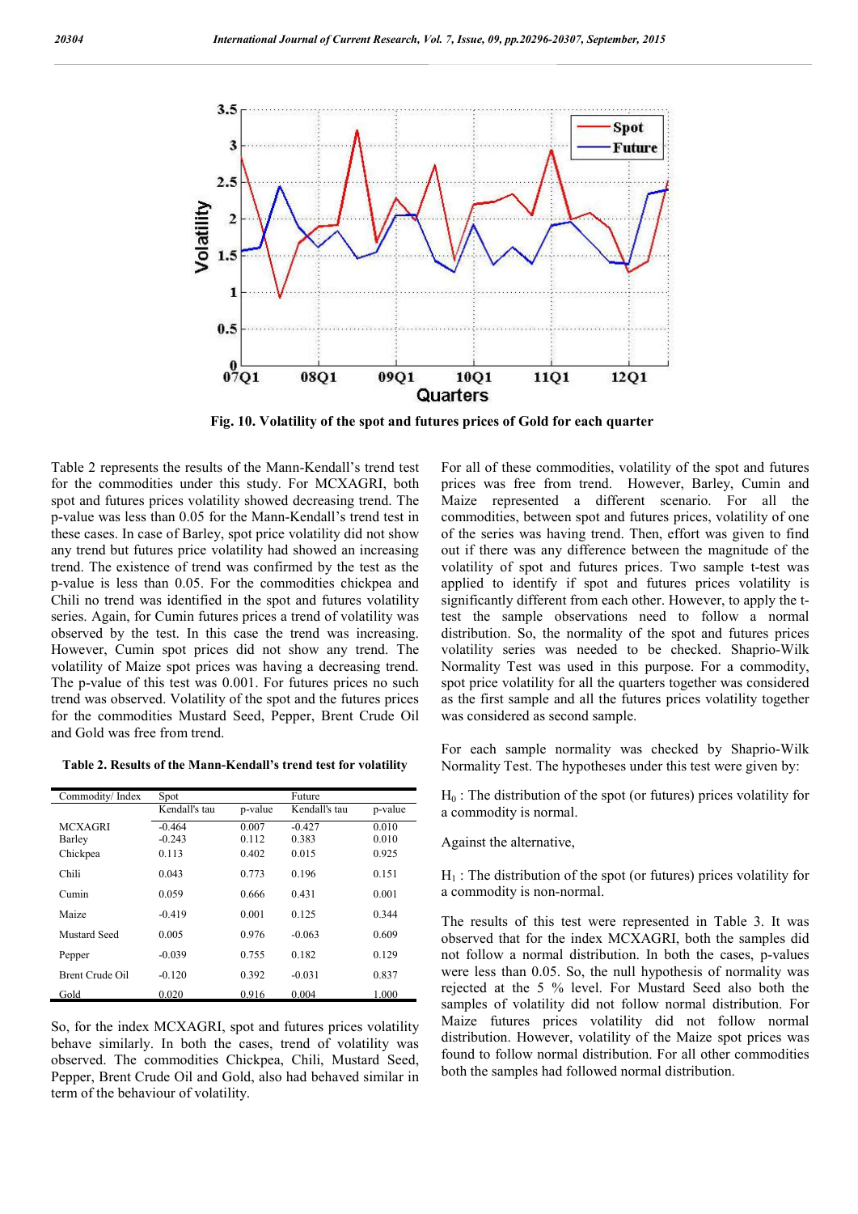Fig. 10. Volatility of the spot and futures prices of Gold for each quarter

Table 2 represents the results of the Mann-Kendall's trend test for the commodities under this study. For MCXAGRI, both spot and futures prices volatility showed decreasing trend. The p-value was less than 0.05 for the Mann-Kendall's trend test in these cases. In case of Barley, spot price volatility did not show any trend but futures price volatility had showed an increasing trend. The existence of trend was confirmed by the test as the p-value is less than 0.05. For the commodities chickpea and Chili no trend was identified in the spot and futures volatility series. Again, for Cumin futures prices a trend of volatility was observed by the test. In this case the trend was increasing. However, Cumin spot prices did not show any trend. The volatility of Maize spot prices was having a decreasing trend. The p-value of this test was 0.001. For futures prices no such trend was observed. Volatility of the spot and the futures prices for the commodities Mustard Seed, Pepper, Brent Crude Oil and Gold was free from trend.

**Table 2. Results of the Mann-Kendall's trend test for volatility**

| Commodity/ Index | Spot | | Future | |
|---|---|---|---|---|
| | Kendall's tau | p-value | Kendall's tau | p-value |
| MCXAGRI | -0.464 | 0.007 | -0.427 | 0.010 |
| Barley | -0.243 | 0.112 | 0.383 | 0.010 |
| Chickpea | 0.113 | 0.402 | 0.015 | 0.925 |
| Chili | 0.043 | 0.773 | 0.196 | 0.151 |
| Cumin | 0.059 | 0.666 | 0.431 | 0.001 |
| Maize | -0.419 | 0.001 | 0.125 | 0.344 |
| Mustard Seed | 0.005 | 0.976 | -0.063 | 0.609 |
| Pepper | -0.039 | 0.755 | 0.182 | 0.129 |
| Brent Crude Oil | -0.120 | 0.392 | -0.031 | 0.837 |
| Gold | 0.020 | 0.916 | 0.004 | 1.000 |

So, for the index MCXAGRI, spot and futures prices volatility behave similarly. In both the cases, trend of volatility was observed. The commodities Chickpea, Chili, Mustard Seed, Pepper, Brent Crude Oil and Gold, also had behaved similar in term of the behaviour of volatility.

For all of these commodities, volatility of the spot and futures prices was free from trend. However, Barley, Cumin and Maize represented a different scenario. For all the commodities, between spot and futures prices, volatility of one of the series was having trend. Then, effort was given to find out if there was any difference between the magnitude of the volatility of spot and futures prices. Two sample t-test was applied to identify if spot and futures prices volatility is significantly different from each other. However, to apply the t-test the sample observations need to follow a normal distribution. So, the normality of the spot and futures prices volatility series was needed to be checked. Shaprio-Wilk Normality Test was used in this purpose. For a commodity, spot price volatility for all the quarters together was considered as the first sample and all the futures prices volatility together was considered as second sample.

For each sample normality was checked by Shaprio-Wilk Normality Test. The hypotheses under this test were given by:

$H_0$ : The distribution of the spot (or futures) prices volatility for a commodity is normal.

Against the alternative,

$H_1$ : The distribution of the spot (or futures) prices volatility for a commodity is non-normal.

The results of this test were represented in Table 3. It was observed that for the index MCXAGRI, both the samples did not follow a normal distribution. In both the cases, p-values were less than 0.05. So, the null hypothesis of normality was rejected at the 5 % level. For Mustard Seed also both the samples of volatility did not follow normal distribution. For Maize futures prices volatility did not follow normal distribution. However, volatility of the Maize spot prices was found to follow normal distribution. For all other commodities both the samples had followed normal distribution.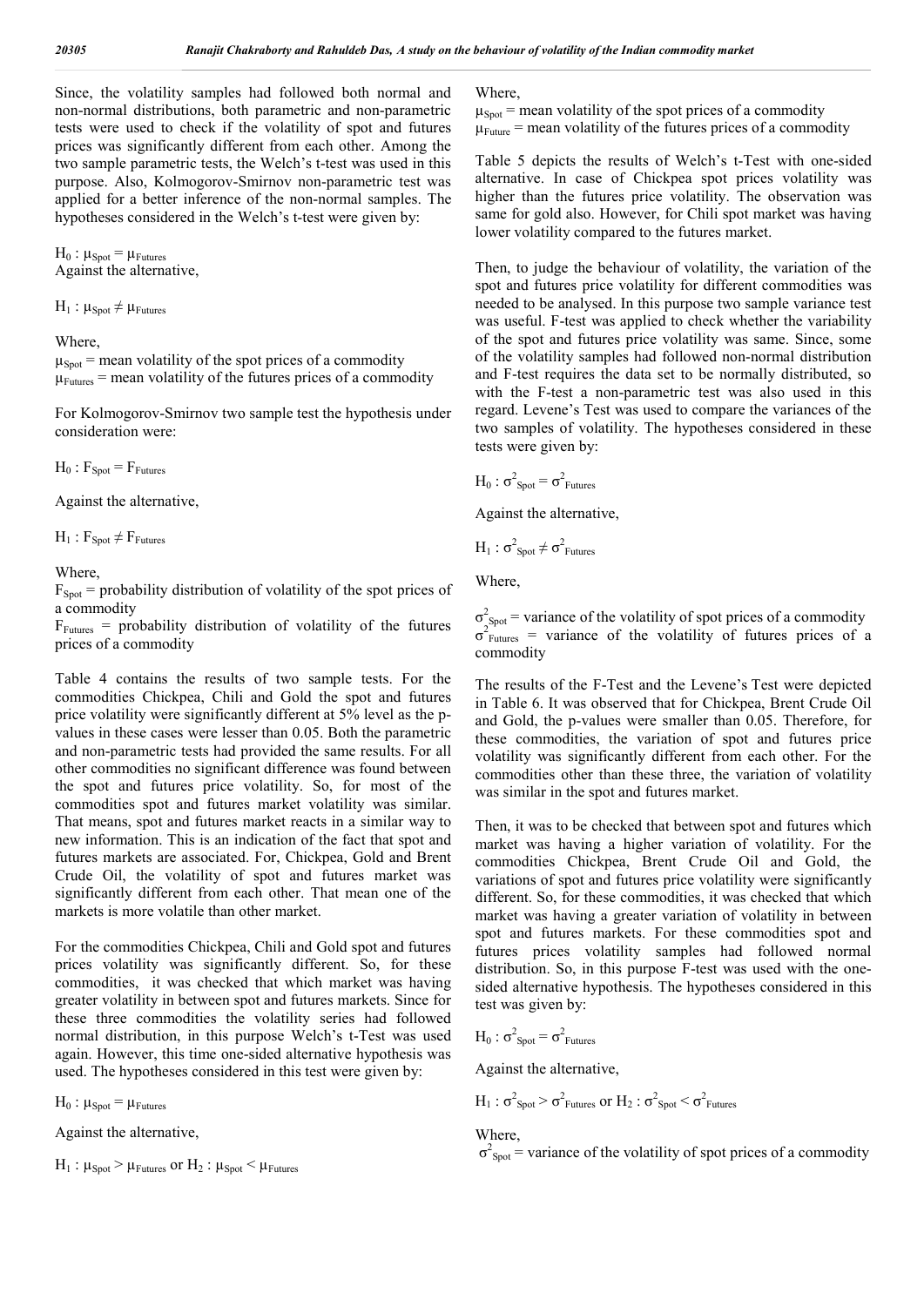Since, the volatility samples had followed both normal and non-normal distributions, both parametric and non-parametric tests were used to check if the volatility of spot and futures prices was significantly different from each other. Among the two sample parametric tests, the Welch's t-test was used in this purpose. Also, Kolmogorov-Smirnov non-parametric test was applied for a better inference of the non-normal samples. The hypotheses considered in the Welch's t-test were given by:

$H_0 : \mu_{Spot} = \mu_{Futures}$
Against the alternative,

$H_1 : \mu_{Spot} \neq \mu_{Futures}$

Where,
$\mu_{Spot}$ = mean volatility of the spot prices of a commodity
$\mu_{Futures}$ = mean volatility of the futures prices of a commodity

For Kolmogorov-Smirnov two sample test the hypothesis under consideration were:

$H_0 : F_{Spot} = F_{Futures}$

Against the alternative,

$H_1 : F_{Spot} \neq F_{Futures}$

Where,
$F_{Spot}$ = probability distribution of volatility of the spot prices of a commodity
$F_{Futures}$ = probability distribution of volatility of the futures prices of a commodity

Table 4 contains the results of two sample tests. For the commodities Chickpea, Chili and Gold the spot and futures price volatility were significantly different at 5% level as the p-values in these cases were lesser than 0.05. Both the parametric and non-parametric tests had provided the same results. For all other commodities no significant difference was found between the spot and futures price volatility. So, for most of the commodities spot and futures market volatility was similar. That means, spot and futures market reacts in a similar way to new information. This is an indication of the fact that spot and futures markets are associated. For, Chickpea, Gold and Brent Crude Oil, the volatility of spot and futures market was significantly different from each other. That mean one of the markets is more volatile than other market.

For the commodities Chickpea, Chili and Gold spot and futures prices volatility was significantly different. So, for these commodities, it was checked that which market was having greater volatility in between spot and futures markets. Since for these three commodities the volatility series had followed normal distribution, in this purpose Welch's t-Test was used again. However, this time one-sided alternative hypothesis was used. The hypotheses considered in this test were given by:

$H_0 : \mu_{Spot} = \mu_{Futures}$

Against the alternative,

$H_1 : \mu_{Spot} > \mu_{Futures}$ or $H_2 : \mu_{Spot} < \mu_{Futures}$

Where,
$\mu_{Spot}$ = mean volatility of the spot prices of a commodity
$\mu_{Future}$ = mean volatility of the futures prices of a commodity

Table 5 depicts the results of Welch's t-Test with one-sided alternative. In case of Chickpea spot prices volatility was higher than the futures price volatility. The observation was same for gold also. However, for Chili spot market was having lower volatility compared to the futures market.

Then, to judge the behaviour of volatility, the variation of the spot and futures price volatility for different commodities was needed to be analysed. In this purpose two sample variance test was useful. F-test was applied to check whether the variability of the spot and futures price volatility was same. Since, some of the volatility samples had followed non-normal distribution and F-test requires the data set to be normally distributed, so with the F-test a non-parametric test was also used in this regard. Levene's Test was used to compare the variances of the two samples of volatility. The hypotheses considered in these tests were given by:

$H_0 : \sigma^2_{Spot} = \sigma^2_{Futures}$

Against the alternative,

$H_1 : \sigma^2_{Spot} \neq \sigma^2_{Futures}$

Where,

$\sigma^2_{Spot}$ = variance of the volatility of spot prices of a commodity
$\sigma^2_{Futures}$ = variance of the volatility of futures prices of a commodity

The results of the F-Test and the Levene's Test were depicted in Table 6. It was observed that for Chickpea, Brent Crude Oil and Gold, the p-values were smaller than 0.05. Therefore, for these commodities, the variation of spot and futures price volatility was significantly different from each other. For the commodities other than these three, the variation of volatility was similar in the spot and futures market.

Then, it was to be checked that between spot and futures which market was having a higher variation of volatility. For the commodities Chickpea, Brent Crude Oil and Gold, the variations of spot and futures price volatility were significantly different. So, for these commodities, it was checked that which market was having a greater variation of volatility in between spot and futures markets. For these commodities spot and futures prices volatility samples had followed normal distribution. So, in this purpose F-test was used with the one-sided alternative hypothesis. The hypotheses considered in this test was given by:

$H_0 : \sigma^2_{Spot} = \sigma^2_{Futures}$

Against the alternative,

$H_1 : \sigma^2_{Spot} > \sigma^2_{Futures}$ or $H_2 : \sigma^2_{Spot} < \sigma^2_{Futures}$

Where,
$\sigma^2_{Spot}$ = variance of the volatility of spot prices of a commodity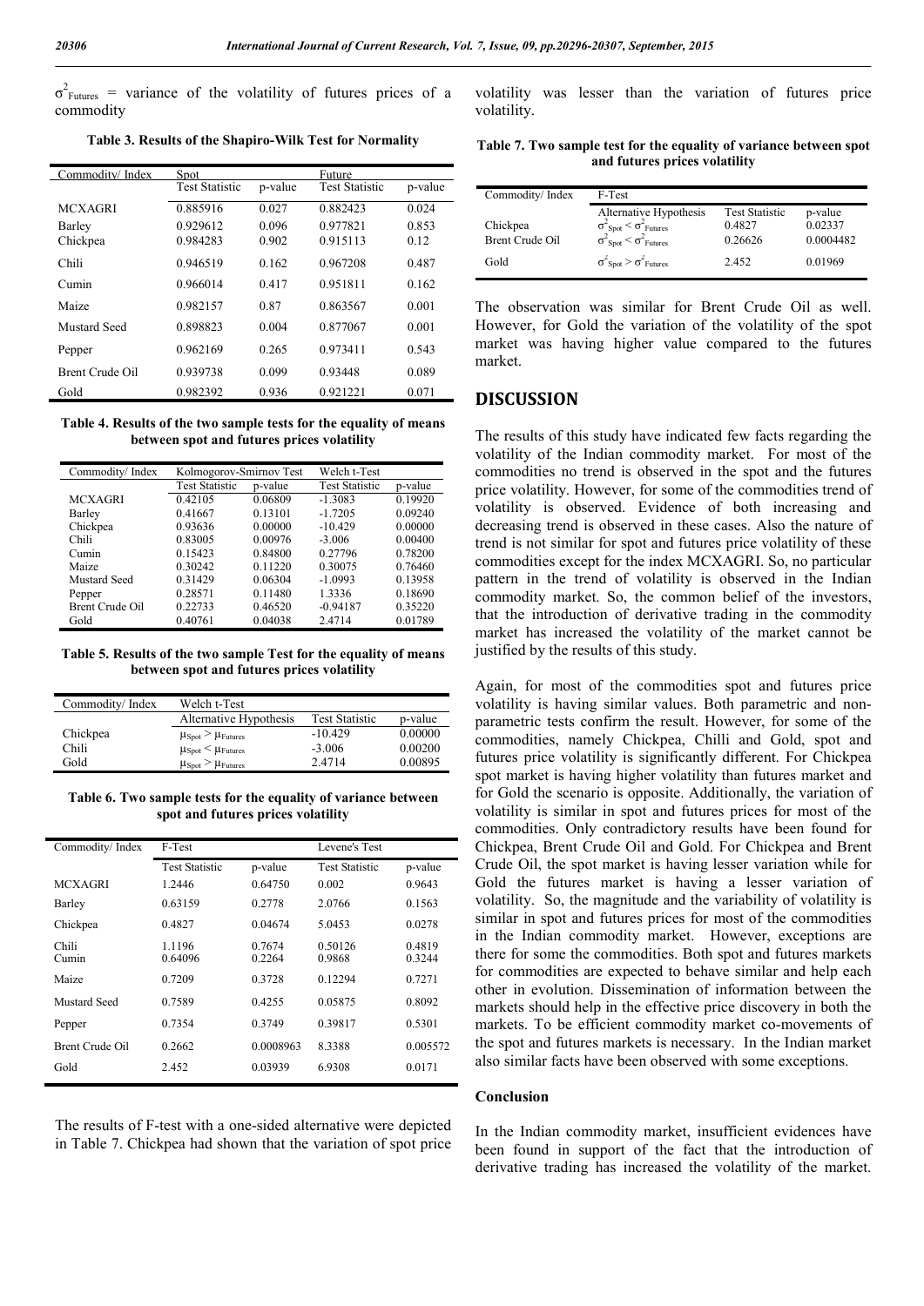$\sigma^2_{Futures}$ = variance of the volatility of futures prices of a commodity

**Table 3. Results of the Shapiro-Wilk Test for Normality**

| Commodity/ Index | Spot | | Future | |
|---|---|---|---|---|
| | Test Statistic | p-value | Test Statistic | p-value |
| MCXAGRI | 0.885916 | 0.027 | 0.882423 | 0.024 |
| Barley | 0.929612 | 0.096 | 0.977821 | 0.853 |
| Chickpea | 0.984283 | 0.902 | 0.915113 | 0.12 |
| Chili | 0.946519 | 0.162 | 0.967208 | 0.487 |
| Cumin | 0.966014 | 0.417 | 0.951811 | 0.162 |
| Maize | 0.982157 | 0.87 | 0.863567 | 0.001 |
| Mustard Seed | 0.898823 | 0.004 | 0.877067 | 0.001 |
| Pepper | 0.962169 | 0.265 | 0.973411 | 0.543 |
| Brent Crude Oil | 0.939738 | 0.099 | 0.93448 | 0.089 |
| Gold | 0.982392 | 0.936 | 0.921221 | 0.071 |

**Table 4. Results of the two sample tests for the equality of means between spot and futures prices volatility**

| Commodity/ Index | Kolmogorov-Smirnov Test | | Welch t-Test | |
|---|---|---|---|---|
| | Test Statistic | p-value | Test Statistic | p-value |
| MCXAGRI | 0.42105 | 0.06809 | -1.3083 | 0.19920 |
| Barley | 0.41667 | 0.13101 | -1.7205 | 0.09240 |
| Chickpea | 0.93636 | 0.00000 | -10.429 | 0.00000 |
| Chili | 0.83005 | 0.00976 | -3.006 | 0.00400 |
| Cumin | 0.15423 | 0.84800 | 0.27796 | 0.78200 |
| Maize | 0.30242 | 0.11220 | 0.30075 | 0.76460 |
| Mustard Seed | 0.31429 | 0.06304 | -1.0993 | 0.13958 |
| Pepper | 0.28571 | 0.11480 | 1.3336 | 0.18690 |
| Brent Crude Oil | 0.22733 | 0.46520 | -0.94187 | 0.35220 |
| Gold | 0.40761 | 0.04038 | 2.4714 | 0.01789 |

**Table 5. Results of the two sample Test for the equality of means between spot and futures prices volatility**

| Commodity/ Index | Welch t-Test | | |
|---|---|---|---|
| | Alternative Hypothesis | Test Statistic | p-value |
| Chickpea | $\mu_{Spot} > \mu_{Futures}$ | -10.429 | 0.00000 |
| Chili | $\mu_{Spot} < \mu_{Futures}$ | -3.006 | 0.00200 |
| Gold | $\mu_{Spot} > \mu_{Futures}$ | 2.4714 | 0.00895 |

**Table 6. Two sample tests for the equality of variance between spot and futures prices volatility**

| Commodity/ Index | F-Test | | Levene's Test | |
|---|---|---|---|---|
| | Test Statistic | p-value | Test Statistic | p-value |
| MCXAGRI | 1.2446 | 0.64750 | 0.002 | 0.9643 |
| Barley | 0.63159 | 0.2778 | 2.0766 | 0.1563 |
| Chickpea | 0.4827 | 0.04674 | 5.0453 | 0.0278 |
| Chili | 1.1196 | 0.7674 | 0.50126 | 0.4819 |
| Cumin | 0.64096 | 0.2264 | 0.9868 | 0.3244 |
| Maize | 0.7209 | 0.3728 | 0.12294 | 0.7271 |
| Mustard Seed | 0.7589 | 0.4255 | 0.05875 | 0.8092 |
| Pepper | 0.7354 | 0.3749 | 0.39817 | 0.5301 |
| Brent Crude Oil | 0.2662 | 0.0008963 | 8.3388 | 0.005572 |
| Gold | 2.452 | 0.03939 | 6.9308 | 0.0171 |

The results of F-test with a one-sided alternative were depicted in Table 7. Chickpea had shown that the variation of spot price volatility was lesser than the variation of futures price volatility.

**Table 7. Two sample test for the equality of variance between spot and futures prices volatility**

| Commodity/ Index | F-Test | | |
|---|---|---|---|
| | Alternative Hypothesis | Test Statistic | p-value |
| Chickpea | $\sigma^2_{Spot} < \sigma^2_{Futures}$ | 0.4827 | 0.02337 |
| Brent Crude Oil | $\sigma^2_{Spot} < \sigma^2_{Futures}$ | 0.26626 | 0.0004482 |
| Gold | $\sigma^2_{Spot} > \sigma^2_{Futures}$ | 2.452 | 0.01969 |

The observation was similar for Brent Crude Oil as well. However, for Gold the variation of the volatility of the spot market was having higher value compared to the futures market.

## DISCUSSION

The results of this study have indicated few facts regarding the volatility of the Indian commodity market. For most of the commodities no trend is observed in the spot and the futures price volatility. However, for some of the commodities trend of volatility is observed. Evidence of both increasing and decreasing trend is observed in these cases. Also the nature of trend is not similar for spot and futures price volatility of these commodities except for the index MCXAGRI. So, no particular pattern in the trend of volatility is observed in the Indian commodity market. So, the common belief of the investors, that the introduction of derivative trading in the commodity market has increased the volatility of the market cannot be justified by the results of this study.

Again, for most of the commodities spot and futures price volatility is having similar values. Both parametric and non-parametric tests confirm the result. However, for some of the commodities, namely Chickpea, Chilli and Gold, spot and futures price volatility is significantly different. For Chickpea spot market is having higher volatility than futures market and for Gold the scenario is opposite. Additionally, the variation of volatility is similar in spot and futures prices for most of the commodities. Only contradictory results have been found for Chickpea, Brent Crude Oil and Gold. For Chickpea and Brent Crude Oil, the spot market is having lesser variation while for Gold the futures market is having a lesser variation of volatility. So, the magnitude and the variability of volatility is similar in spot and futures prices for most of the commodities in the Indian commodity market. However, exceptions are there for some the commodities. Both spot and futures markets for commodities are expected to behave similar and help each other in evolution. Dissemination of information between the markets should help in the effective price discovery in both the markets. To be efficient commodity market co-movements of the spot and futures markets is necessary. In the Indian market also similar facts have been observed with some exceptions.

### Conclusion

In the Indian commodity market, insufficient evidences have been found in support of the fact that the introduction of derivative trading has increased the volatility of the market.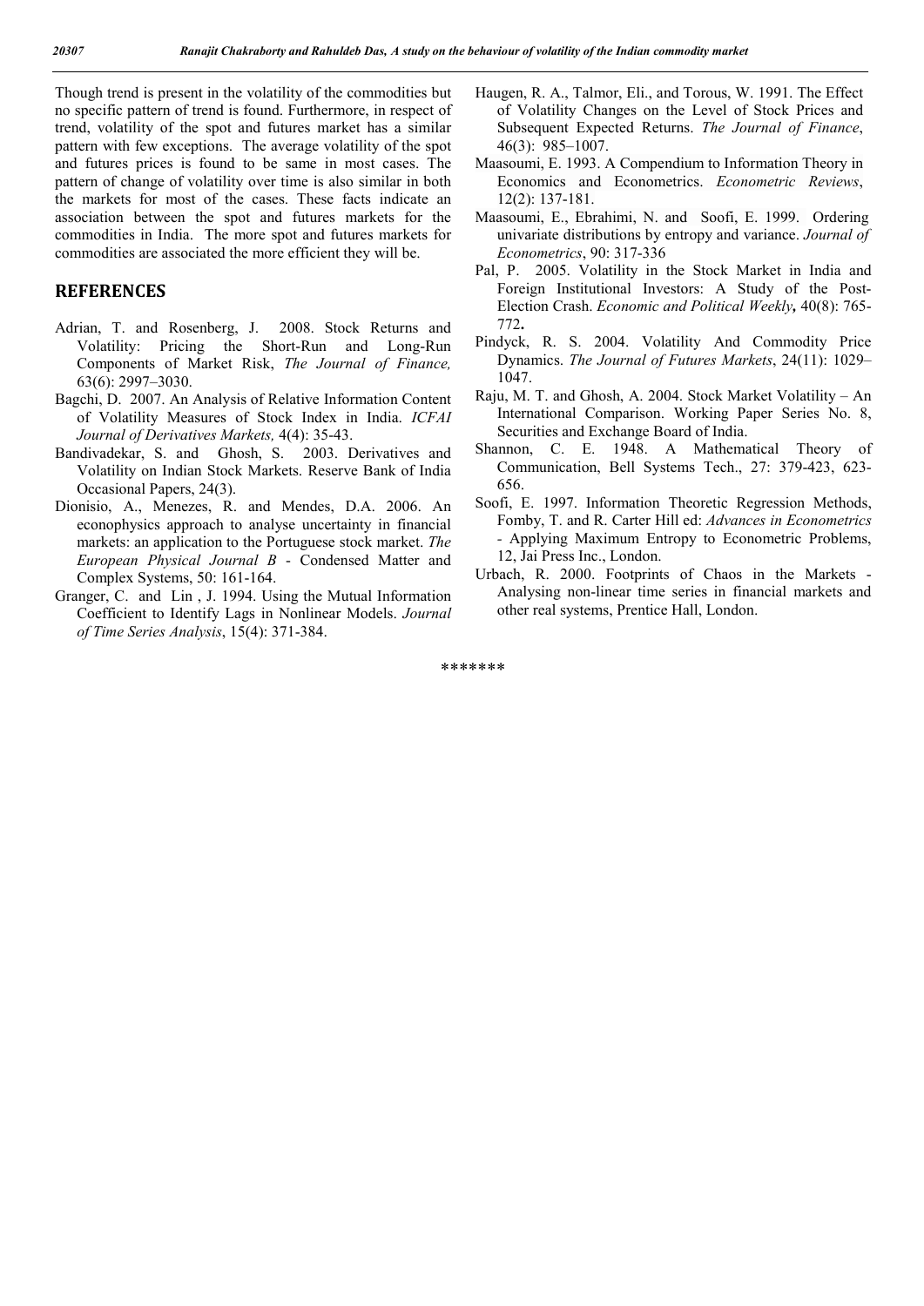Though trend is present in the volatility of the commodities but no specific pattern of trend is found. Furthermore, in respect of trend, volatility of the spot and futures market has a similar pattern with few exceptions. The average volatility of the spot and futures prices is found to be same in most cases. The pattern of change of volatility over time is also similar in both the markets for most of the cases. These facts indicate an association between the spot and futures markets for the commodities in India. The more spot and futures markets for commodities are associated the more efficient they will be.

## REFERENCES

- Adrian, T. and Rosenberg, J. 2008. Stock Returns and Volatility: Pricing the Short-Run and Long-Run Components of Market Risk, *The Journal of Finance,* 63(6): 2997–3030.
- Bagchi, D. 2007. An Analysis of Relative Information Content of Volatility Measures of Stock Index in India. *ICFAI Journal of Derivatives Markets,* 4(4): 35-43.
- Bandivadekar, S. and Ghosh, S. 2003. Derivatives and Volatility on Indian Stock Markets. Reserve Bank of India Occasional Papers, 24(3).
- Dionisio, A., Menezes, R. and Mendes, D.A. 2006. An econophysics approach to analyse uncertainty in financial markets: an application to the Portuguese stock market. *The European Physical Journal B* - Condensed Matter and Complex Systems, 50: 161-164.
- Granger, C. and Lin , J. 1994. Using the Mutual Information Coefficient to Identify Lags in Nonlinear Models. *Journal of Time Series Analysis*, 15(4): 371-384.
- Haugen, R. A., Talmor, Eli., and Torous, W. 1991. The Effect of Volatility Changes on the Level of Stock Prices and Subsequent Expected Returns. *The Journal of Finance*, 46(3): 985–1007.
- Maasoumi, E. 1993. A Compendium to Information Theory in Economics and Econometrics. *Econometric Reviews*, 12(2): 137-181.
- Maasoumi, E., Ebrahimi, N. and Soofi, E. 1999. Ordering univariate distributions by entropy and variance. *Journal of Econometrics*, 90: 317-336
- Pal, P. 2005. Volatility in the Stock Market in India and Foreign Institutional Investors: A Study of the Post-Election Crash. *Economic and Political Weekly***,** 40(8): 765-772**.**
- Pindyck, R. S. 2004. Volatility And Commodity Price Dynamics. *The Journal of Futures Markets*, 24(11): 1029–1047.
- Raju, M. T. and Ghosh, A. 2004. Stock Market Volatility – An International Comparison. Working Paper Series No. 8, Securities and Exchange Board of India.
- Shannon, C. E. 1948. A Mathematical Theory of Communication, Bell Systems Tech., 27: 379-423, 623-656.
- Soofi, E. 1997. Information Theoretic Regression Methods, Fomby, T. and R. Carter Hill ed: *Advances in Econometrics* - Applying Maximum Entropy to Econometric Problems, 12, Jai Press Inc., London.
- Urbach, R. 2000. Footprints of Chaos in the Markets - Analysing non-linear time series in financial markets and other real systems, Prentice Hall, London.

*******